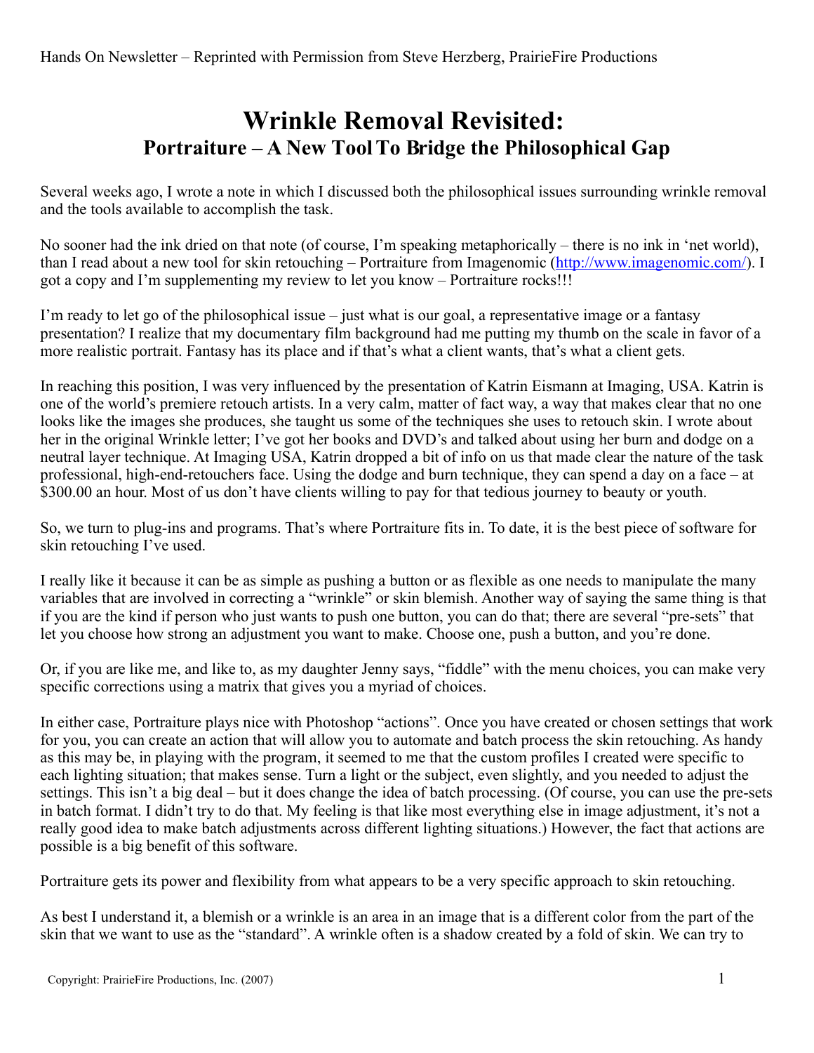Hands On Newsletter – Reprinted with Permission from Steve Herzberg, PrairieFire Productions

# Wrinkle Removal Revisited:
## Portraiture – A New Tool To Bridge the Philosophical Gap

Several weeks ago, I wrote a note in which I discussed both the philosophical issues surrounding wrinkle removal and the tools available to accomplish the task.

No sooner had the ink dried on that note (of course, I'm speaking metaphorically – there is no ink in 'net world), than I read about a new tool for skin retouching – Portraiture from Imagenomic (http://www.imagenomic.com/). I got a copy and I'm supplementing my review to let you know – Portraiture rocks!!!

I'm ready to let go of the philosophical issue – just what is our goal, a representative image or a fantasy presentation? I realize that my documentary film background had me putting my thumb on the scale in favor of a more realistic portrait. Fantasy has its place and if that's what a client wants, that's what a client gets.

In reaching this position, I was very influenced by the presentation of Katrin Eismann at Imaging, USA. Katrin is one of the world's premiere retouch artists. In a very calm, matter of fact way, a way that makes clear that no one looks like the images she produces, she taught us some of the techniques she uses to retouch skin. I wrote about her in the original Wrinkle letter; I've got her books and DVD's and talked about using her burn and dodge on a neutral layer technique. At Imaging USA, Katrin dropped a bit of info on us that made clear the nature of the task professional, high-end-retouchers face. Using the dodge and burn technique, they can spend a day on a face – at \$300.00 an hour. Most of us don't have clients willing to pay for that tedious journey to beauty or youth.

So, we turn to plug-ins and programs. That's where Portraiture fits in. To date, it is the best piece of software for skin retouching I've used.

I really like it because it can be as simple as pushing a button or as flexible as one needs to manipulate the many variables that are involved in correcting a "wrinkle" or skin blemish. Another way of saying the same thing is that if you are the kind if person who just wants to push one button, you can do that; there are several "pre-sets" that let you choose how strong an adjustment you want to make. Choose one, push a button, and you're done.

Or, if you are like me, and like to, as my daughter Jenny says, "fiddle" with the menu choices, you can make very specific corrections using a matrix that gives you a myriad of choices.

In either case, Portraiture plays nice with Photoshop "actions". Once you have created or chosen settings that work for you, you can create an action that will allow you to automate and batch process the skin retouching. As handy as this may be, in playing with the program, it seemed to me that the custom profiles I created were specific to each lighting situation; that makes sense. Turn a light or the subject, even slightly, and you needed to adjust the settings. This isn't a big deal – but it does change the idea of batch processing. (Of course, you can use the pre-sets in batch format. I didn't try to do that. My feeling is that like most everything else in image adjustment, it's not a really good idea to make batch adjustments across different lighting situations.) However, the fact that actions are possible is a big benefit of this software.

Portraiture gets its power and flexibility from what appears to be a very specific approach to skin retouching.

As best I understand it, a blemish or a wrinkle is an area in an image that is a different color from the part of the skin that we want to use as the "standard". A wrinkle often is a shadow created by a fold of skin. We can try to

Copyright: PrairieFire Productions, Inc. (2007)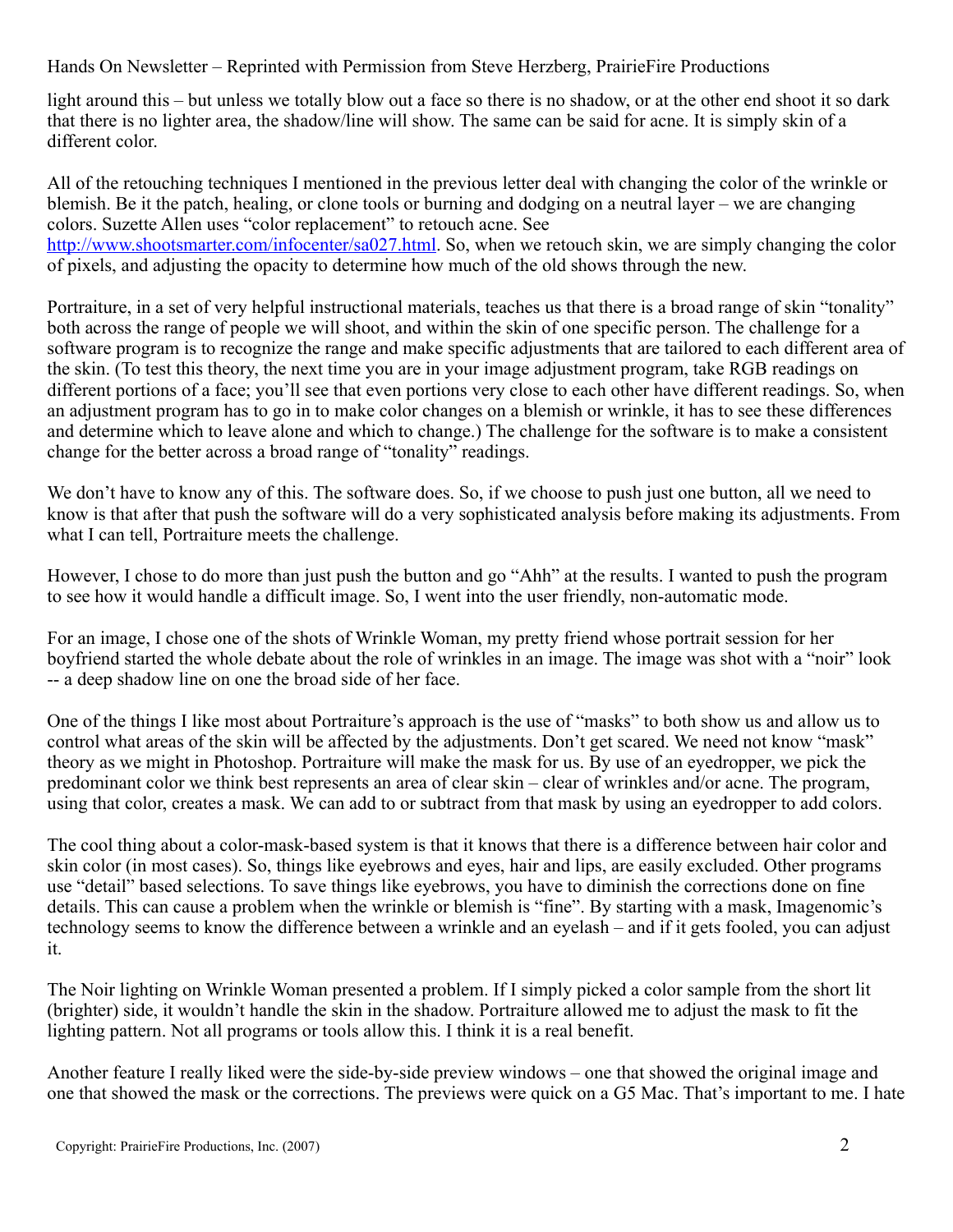light around this – but unless we totally blow out a face so there is no shadow, or at the other end shoot it so dark that there is no lighter area, the shadow/line will show. The same can be said for acne. It is simply skin of a different color.

All of the retouching techniques I mentioned in the previous letter deal with changing the color of the wrinkle or blemish. Be it the patch, healing, or clone tools or burning and dodging on a neutral layer – we are changing colors. Suzette Allen uses "color replacement" to retouch acne. See http://www.shootsmarter.com/infocenter/sa027.html. So, when we retouch skin, we are simply changing the color of pixels, and adjusting the opacity to determine how much of the old shows through the new.

Portraiture, in a set of very helpful instructional materials, teaches us that there is a broad range of skin "tonality" both across the range of people we will shoot, and within the skin of one specific person. The challenge for a software program is to recognize the range and make specific adjustments that are tailored to each different area of the skin. (To test this theory, the next time you are in your image adjustment program, take RGB readings on different portions of a face; you'll see that even portions very close to each other have different readings. So, when an adjustment program has to go in to make color changes on a blemish or wrinkle, it has to see these differences and determine which to leave alone and which to change.) The challenge for the software is to make a consistent change for the better across a broad range of "tonality" readings.

We don't have to know any of this. The software does. So, if we choose to push just one button, all we need to know is that after that push the software will do a very sophisticated analysis before making its adjustments. From what I can tell, Portraiture meets the challenge.

However, I chose to do more than just push the button and go "Ahh" at the results. I wanted to push the program to see how it would handle a difficult image. So, I went into the user friendly, non-automatic mode.

For an image, I chose one of the shots of Wrinkle Woman, my pretty friend whose portrait session for her boyfriend started the whole debate about the role of wrinkles in an image. The image was shot with a "noir" look -- a deep shadow line on one the broad side of her face.

One of the things I like most about Portraiture's approach is the use of "masks" to both show us and allow us to control what areas of the skin will be affected by the adjustments. Don't get scared. We need not know "mask" theory as we might in Photoshop. Portraiture will make the mask for us. By use of an eyedropper, we pick the predominant color we think best represents an area of clear skin – clear of wrinkles and/or acne. The program, using that color, creates a mask. We can add to or subtract from that mask by using an eyedropper to add colors.

The cool thing about a color-mask-based system is that it knows that there is a difference between hair color and skin color (in most cases). So, things like eyebrows and eyes, hair and lips, are easily excluded. Other programs use "detail" based selections. To save things like eyebrows, you have to diminish the corrections done on fine details. This can cause a problem when the wrinkle or blemish is "fine". By starting with a mask, Imagenomic's technology seems to know the difference between a wrinkle and an eyelash – and if it gets fooled, you can adjust it.

The Noir lighting on Wrinkle Woman presented a problem. If I simply picked a color sample from the short lit (brighter) side, it wouldn't handle the skin in the shadow. Portraiture allowed me to adjust the mask to fit the lighting pattern. Not all programs or tools allow this. I think it is a real benefit.

Another feature I really liked were the side-by-side preview windows – one that showed the original image and one that showed the mask or the corrections. The previews were quick on a G5 Mac. That's important to me. I hate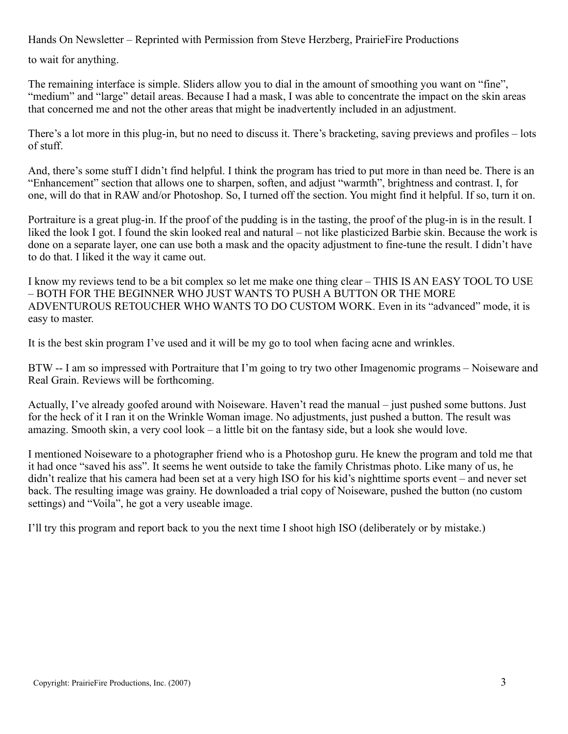to wait for anything.

The remaining interface is simple. Sliders allow you to dial in the amount of smoothing you want on “fine”, “medium” and “large” detail areas. Because I had a mask, I was able to concentrate the impact on the skin areas that concerned me and not the other areas that might be inadvertently included in an adjustment.

There’s a lot more in this plug-in, but no need to discuss it. There’s bracketing, saving previews and profiles – lots of stuff.

And, there’s some stuff I didn’t find helpful. I think the program has tried to put more in than need be. There is an “Enhancement” section that allows one to sharpen, soften, and adjust “warmth”, brightness and contrast. I, for one, will do that in RAW and/or Photoshop. So, I turned off the section. You might find it helpful. If so, turn it on.

Portraiture is a great plug-in. If the proof of the pudding is in the tasting, the proof of the plug-in is in the result. I liked the look I got. I found the skin looked real and natural – not like plasticized Barbie skin. Because the work is done on a separate layer, one can use both a mask and the opacity adjustment to fine-tune the result. I didn’t have to do that. I liked it the way it came out.

I know my reviews tend to be a bit complex so let me make one thing clear – THIS IS AN EASY TOOL TO USE – BOTH FOR THE BEGINNER WHO JUST WANTS TO PUSH A BUTTON OR THE MORE ADVENTUROUS RETOUCHER WHO WANTS TO DO CUSTOM WORK. Even in its “advanced” mode, it is easy to master.

It is the best skin program I’ve used and it will be my go to tool when facing acne and wrinkles.

BTW -- I am so impressed with Portraiture that I’m going to try two other Imagenomic programs – Noiseware and Real Grain. Reviews will be forthcoming.

Actually, I’ve already goofed around with Noiseware. Haven’t read the manual – just pushed some buttons. Just for the heck of it I ran it on the Wrinkle Woman image. No adjustments, just pushed a button. The result was amazing. Smooth skin, a very cool look – a little bit on the fantasy side, but a look she would love.

I mentioned Noiseware to a photographer friend who is a Photoshop guru. He knew the program and told me that it had once “saved his ass”. It seems he went outside to take the family Christmas photo. Like many of us, he didn’t realize that his camera had been set at a very high ISO for his kid’s nighttime sports event – and never set back. The resulting image was grainy. He downloaded a trial copy of Noiseware, pushed the button (no custom settings) and “Voila”, he got a very useable image.

I’ll try this program and report back to you the next time I shoot high ISO (deliberately or by mistake.)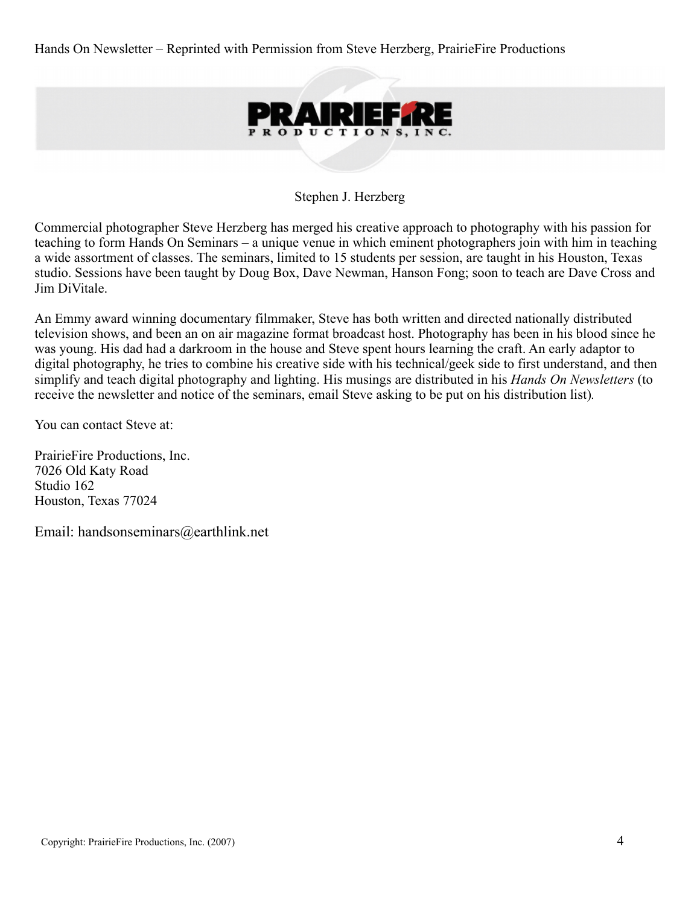Stephen J. Herzberg

Commercial photographer Steve Herzberg has merged his creative approach to photography with his passion for teaching to form Hands On Seminars – a unique venue in which eminent photographers join with him in teaching a wide assortment of classes. The seminars, limited to 15 students per session, are taught in his Houston, Texas studio. Sessions have been taught by Doug Box, Dave Newman, Hanson Fong; soon to teach are Dave Cross and Jim DiVitale.

An Emmy award winning documentary filmmaker, Steve has both written and directed nationally distributed television shows, and been an on air magazine format broadcast host. Photography has been in his blood since he was young. His dad had a darkroom in the house and Steve spent hours learning the craft. An early adaptor to digital photography, he tries to combine his creative side with his technical/geek side to first understand, and then simplify and teach digital photography and lighting. His musings are distributed in his *Hands On Newsletters* (to receive the newsletter and notice of the seminars, email Steve asking to be put on his distribution list).

You can contact Steve at:

PrairieFire Productions, Inc.
7026 Old Katy Road
Studio 162
Houston, Texas 77024

Email: handsonseminars@earthlink.net